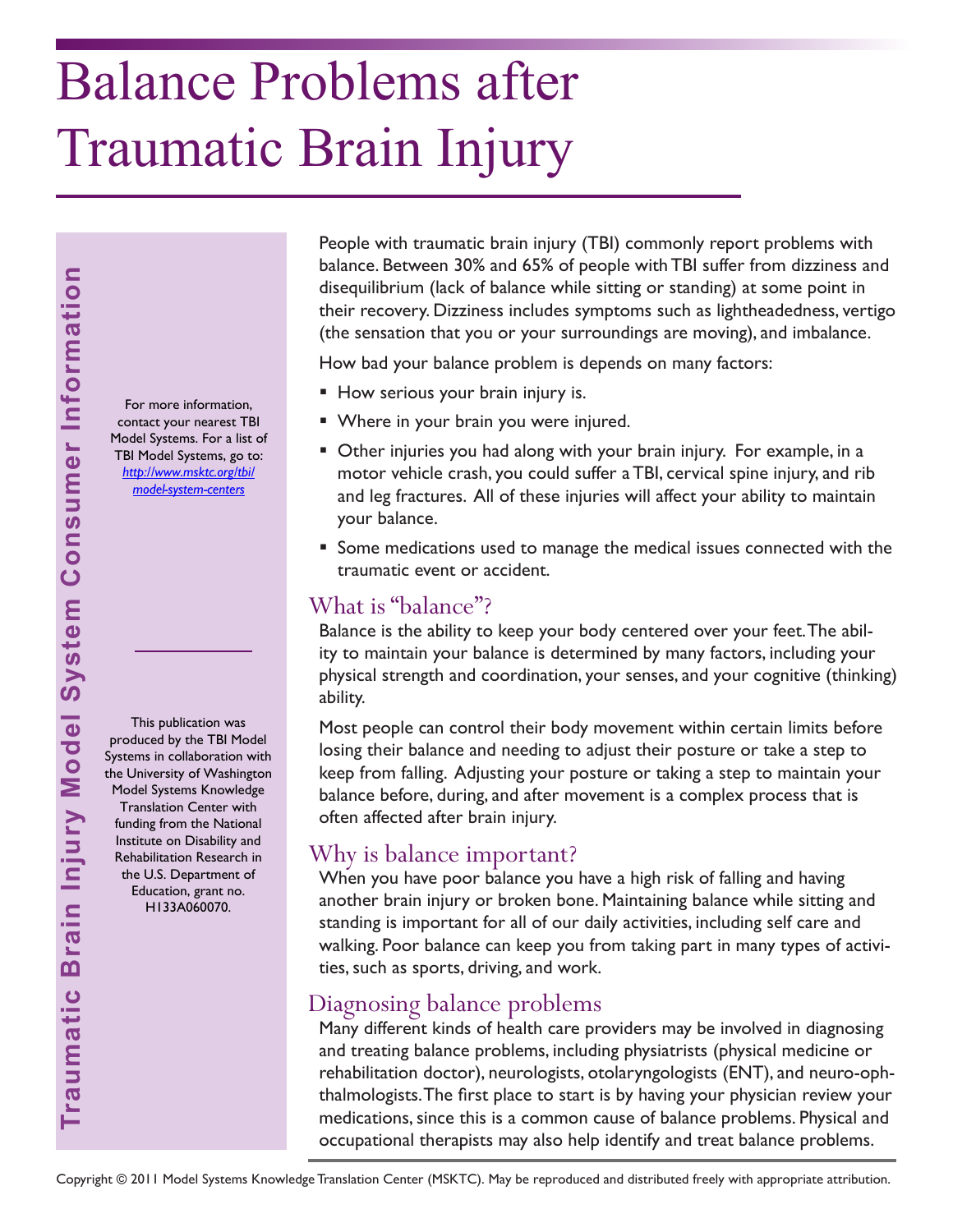# Balance Problems after Traumatic Brain Injury

Traumatic Brain Injury Model System Consumer Information

For more information, contact your nearest TBI Model Systems. For a list of TBI Model Systems, go to: *http://www.msktc.org/tbi/model-system-centers*

This publication was produced by the TBI Model Systems in collaboration with the University of Washington Model Systems Knowledge Translation Center with funding from the National Institute on Disability and Rehabilitation Research in the U.S. Department of Education, grant no. H133A060070.

People with traumatic brain injury (TBI) commonly report problems with balance. Between 30% and 65% of people with TBI suffer from dizziness and disequilibrium (lack of balance while sitting or standing) at some point in their recovery. Dizziness includes symptoms such as lightheadedness, vertigo (the sensation that you or your surroundings are moving), and imbalance.

How bad your balance problem is depends on many factors:

- How serious your brain injury is.
- Where in your brain you were injured.
- Other injuries you had along with your brain injury. For example, in a motor vehicle crash, you could suffer a TBI, cervical spine injury, and rib and leg fractures. All of these injuries will affect your ability to maintain your balance.
- Some medications used to manage the medical issues connected with the traumatic event or accident.

## What is "balance"?

Balance is the ability to keep your body centered over your feet. The ability to maintain your balance is determined by many factors, including your physical strength and coordination, your senses, and your cognitive (thinking) ability.

Most people can control their body movement within certain limits before losing their balance and needing to adjust their posture or take a step to keep from falling. Adjusting your posture or taking a step to maintain your balance before, during, and after movement is a complex process that is often affected after brain injury.

## Why is balance important?

When you have poor balance you have a high risk of falling and having another brain injury or broken bone. Maintaining balance while sitting and standing is important for all of our daily activities, including self care and walking. Poor balance can keep you from taking part in many types of activities, such as sports, driving, and work.

## Diagnosing balance problems

Many different kinds of health care providers may be involved in diagnosing and treating balance problems, including physiatrists (physical medicine or rehabilitation doctor), neurologists, otolaryngologists (ENT), and neuro-ophthalmologists. The first place to start is by having your physician review your medications, since this is a common cause of balance problems. Physical and occupational therapists may also help identify and treat balance problems.

Copyright © 2011 Model Systems Knowledge Translation Center (MSKTC). May be reproduced and distributed freely with appropriate attribution.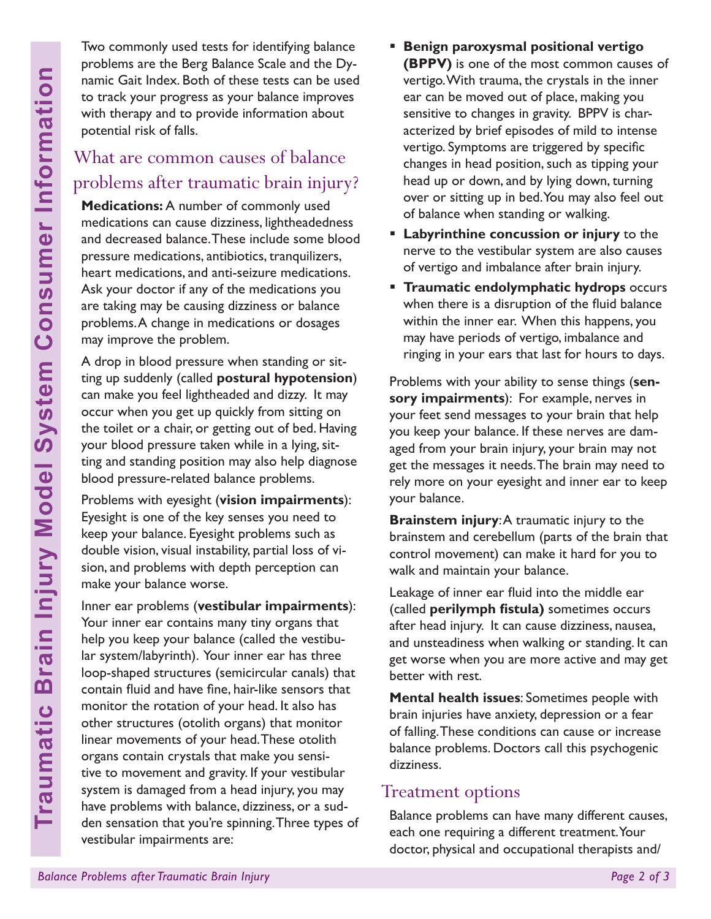Two commonly used tests for identifying balance problems are the Berg Balance Scale and the Dynamic Gait Index. Both of these tests can be used to track your progress as your balance improves with therapy and to provide information about potential risk of falls.

## What are common causes of balance problems after traumatic brain injury?

**Medications:** A number of commonly used medications can cause dizziness, lightheadedness and decreased balance. These include some blood pressure medications, antibiotics, tranquilizers, heart medications, and anti-seizure medications. Ask your doctor if any of the medications you are taking may be causing dizziness or balance problems. A change in medications or dosages may improve the problem.

A drop in blood pressure when standing or sitting up suddenly (called **postural hypotension**) can make you feel lightheaded and dizzy. It may occur when you get up quickly from sitting on the toilet or a chair, or getting out of bed. Having your blood pressure taken while in a lying, sitting and standing position may also help diagnose blood pressure-related balance problems.

Problems with eyesight (**vision impairments**): Eyesight is one of the key senses you need to keep your balance. Eyesight problems such as double vision, visual instability, partial loss of vision, and problems with depth perception can make your balance worse.

Inner ear problems (**vestibular impairments**): Your inner ear contains many tiny organs that help you keep your balance (called the vestibular system/labyrinth). Your inner ear has three loop-shaped structures (semicircular canals) that contain fluid and have fine, hair-like sensors that monitor the rotation of your head. It also has other structures (otolith organs) that monitor linear movements of your head. These otolith organs contain crystals that make you sensitive to movement and gravity. If your vestibular system is damaged from a head injury, you may have problems with balance, dizziness, or a sudden sensation that you're spinning. Three types of vestibular impairments are:

- **Benign paroxysmal positional vertigo (BPPV)** is one of the most common causes of vertigo. With trauma, the crystals in the inner ear can be moved out of place, making you sensitive to changes in gravity. BPPV is characterized by brief episodes of mild to intense vertigo. Symptoms are triggered by specific changes in head position, such as tipping your head up or down, and by lying down, turning over or sitting up in bed. You may also feel out of balance when standing or walking.
- **Labyrinthine concussion or injury** to the nerve to the vestibular system are also causes of vertigo and imbalance after brain injury.
- **Traumatic endolymphatic hydrops** occurs when there is a disruption of the fluid balance within the inner ear. When this happens, you may have periods of vertigo, imbalance and ringing in your ears that last for hours to days.

Problems with your ability to sense things (**sensory impairments**): For example, nerves in your feet send messages to your brain that help you keep your balance. If these nerves are damaged from your brain injury, your brain may not get the messages it needs. The brain may need to rely more on your eyesight and inner ear to keep your balance.

**Brainstem injury**: A traumatic injury to the brainstem and cerebellum (parts of the brain that control movement) can make it hard for you to walk and maintain your balance.

Leakage of inner ear fluid into the middle ear (called **perilymph fistula)** sometimes occurs after head injury. It can cause dizziness, nausea, and unsteadiness when walking or standing. It can get worse when you are more active and may get better with rest.

**Mental health issues**: Sometimes people with brain injuries have anxiety, depression or a fear of falling. These conditions can cause or increase balance problems. Doctors call this psychogenic dizziness.

## Treatment options

Balance problems can have many different causes, each one requiring a different treatment. Your doctor, physical and occupational therapists and/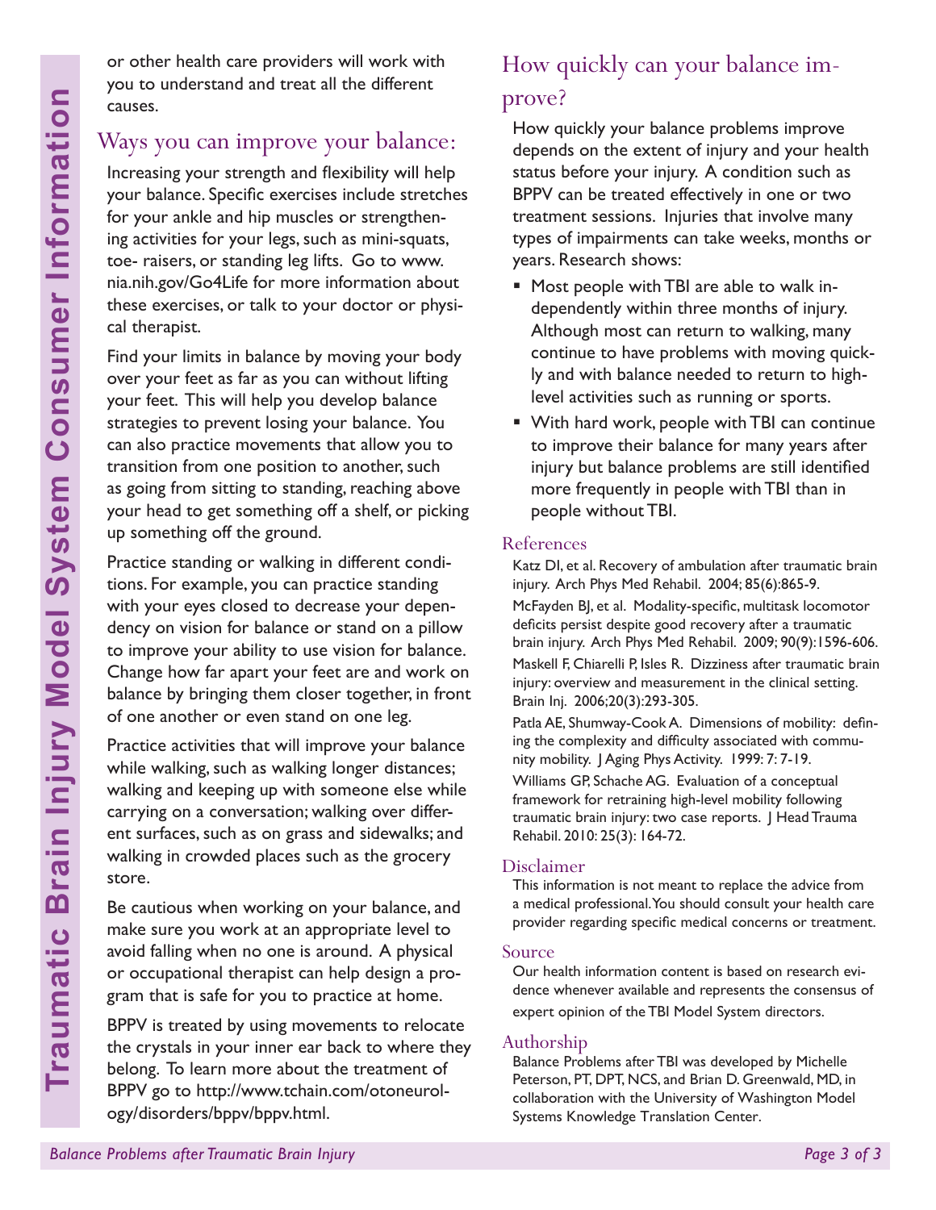or other health care providers will work with you to understand and treat all the different causes.

## Ways you can improve your balance:

Increasing your strength and flexibility will help your balance. Specific exercises include stretches for your ankle and hip muscles or strengthening activities for your legs, such as mini-squats, toe- raisers, or standing leg lifts. Go to www.nia.nih.gov/Go4Life for more information about these exercises, or talk to your doctor or physical therapist.

Find your limits in balance by moving your body over your feet as far as you can without lifting your feet. This will help you develop balance strategies to prevent losing your balance. You can also practice movements that allow you to transition from one position to another, such as going from sitting to standing, reaching above your head to get something off a shelf, or picking up something off the ground.

Practice standing or walking in different conditions. For example, you can practice standing with your eyes closed to decrease your dependency on vision for balance or stand on a pillow to improve your ability to use vision for balance. Change how far apart your feet are and work on balance by bringing them closer together, in front of one another or even stand on one leg.

Practice activities that will improve your balance while walking, such as walking longer distances; walking and keeping up with someone else while carrying on a conversation; walking over different surfaces, such as on grass and sidewalks; and walking in crowded places such as the grocery store.

Be cautious when working on your balance, and make sure you work at an appropriate level to avoid falling when no one is around. A physical or occupational therapist can help design a program that is safe for you to practice at home.

BPPV is treated by using movements to relocate the crystals in your inner ear back to where they belong. To learn more about the treatment of BPPV go to http://www.tchain.com/otoneurology/disorders/bppv/bppv.html.

## How quickly can your balance improve?

How quickly your balance problems improve depends on the extent of injury and your health status before your injury. A condition such as BPPV can be treated effectively in one or two treatment sessions. Injuries that involve many types of impairments can take weeks, months or years. Research shows:

- Most people with TBI are able to walk independently within three months of injury. Although most can return to walking, many continue to have problems with moving quickly and with balance needed to return to high-level activities such as running or sports.
- With hard work, people with TBI can continue to improve their balance for many years after injury but balance problems are still identified more frequently in people with TBI than in people without TBI.

### References

Katz DI, et al. Recovery of ambulation after traumatic brain injury. Arch Phys Med Rehabil. 2004; 85(6):865-9.

McFayden BJ, et al. Modality-specific, multitask locomotor deficits persist despite good recovery after a traumatic brain injury. Arch Phys Med Rehabil. 2009; 90(9):1596-606.

Maskell F, Chiarelli P, Isles R. Dizziness after traumatic brain injury: overview and measurement in the clinical setting. Brain Inj. 2006;20(3):293-305.

Patla AE, Shumway-Cook A. Dimensions of mobility: defining the complexity and difficulty associated with community mobility. J Aging Phys Activity. 1999: 7: 7-19.

Williams GP, Schache AG. Evaluation of a conceptual framework for retraining high-level mobility following traumatic brain injury: two case reports. J Head Trauma Rehabil. 2010: 25(3): 164-72.

### Disclaimer

This information is not meant to replace the advice from a medical professional. You should consult your health care provider regarding specific medical concerns or treatment.

### Source

Our health information content is based on research evidence whenever available and represents the consensus of expert opinion of the TBI Model System directors.

### Authorship

Balance Problems after TBI was developed by Michelle Peterson, PT, DPT, NCS, and Brian D. Greenwald, MD, in collaboration with the University of Washington Model Systems Knowledge Translation Center.